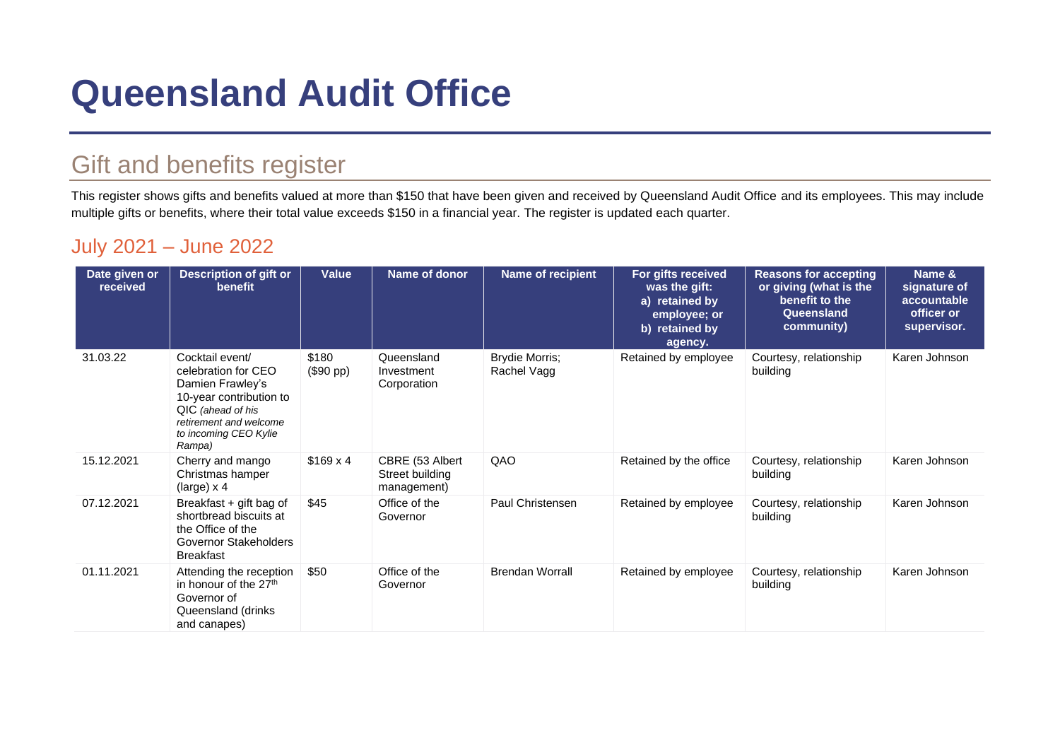# Queensland Audit Office

## Gift and benefits register

This register shows gifts and benefits valued at more than $150 that have been given and received by Queensland Audit Office and its employees. This may include multiple gifts or benefits, where their total value exceeds $150 in a financial year. The register is updated each quarter.

### July 2021 – June 2022

| Date given or received | Description of gift or benefit | Value | Name of donor | Name of recipient | For gifts received was the gift: a) retained by employee; or b) retained by agency. | Reasons for accepting or giving (what is the benefit to the Queensland community) | Name & signature of accountable officer or supervisor. |
|---|---|---|---|---|---|---|---|
| 31.03.22 | Cocktail event/ celebration for CEO Damien Frawley's 10-year contribution to QIC *(ahead of his retirement and welcome to incoming CEO Kylie Rampa)* | $180 ($90 pp) | Queensland Investment Corporation | Brydie Morris; Rachel Vagg | Retained by employee | Courtesy, relationship building | Karen Johnson |
| 15.12.2021 | Cherry and mango Christmas hamper (large) x 4 | $169 x 4 | CBRE (53 Albert Street building management) | QAO | Retained by the office | Courtesy, relationship building | Karen Johnson |
| 07.12.2021 | Breakfast + gift bag of shortbread biscuits at the Office of the Governor Stakeholders Breakfast | $45 | Office of the Governor | Paul Christensen | Retained by employee | Courtesy, relationship building | Karen Johnson |
| 01.11.2021 | Attending the reception in honour of the 27th Governor of Queensland (drinks and canapes) | $50 | Office of the Governor | Brendan Worrall | Retained by employee | Courtesy, relationship building | Karen Johnson |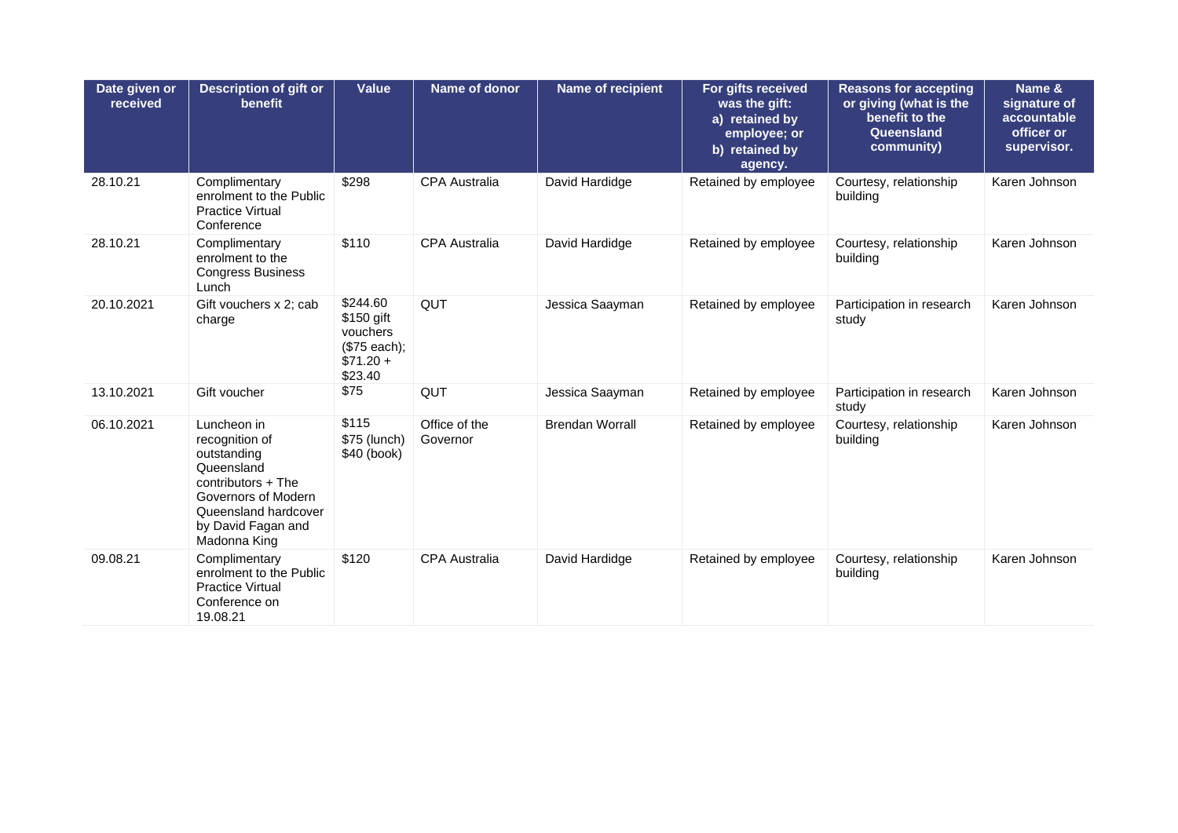| Date given or received | Description of gift or benefit | Value | Name of donor | Name of recipient | For gifts received was the gift: a) retained by employee; or b) retained by agency. | Reasons for accepting or giving (what is the benefit to the Queensland community) | Name & signature of accountable officer or supervisor. |
|---|---|---|---|---|---|---|---|
| 28.10.21 | Complimentary enrolment to the Public Practice Virtual Conference | $298 | CPA Australia | David Hardidge | Retained by employee | Courtesy, relationship building | Karen Johnson |
| 28.10.21 | Complimentary enrolment to the Congress Business Lunch | $110 | CPA Australia | David Hardidge | Retained by employee | Courtesy, relationship building | Karen Johnson |
| 20.10.2021 | Gift vouchers x 2; cab charge | $244.60 $150 gift vouchers ($75 each); $71.20 + $23.40 | QUT | Jessica Saayman | Retained by employee | Participation in research study | Karen Johnson |
| 13.10.2021 | Gift voucher | $75 | QUT | Jessica Saayman | Retained by employee | Participation in research study | Karen Johnson |
| 06.10.2021 | Luncheon in recognition of outstanding Queensland contributors + The Governors of Modern Queensland hardcover by David Fagan and Madonna King | $115 $75 (lunch) $40 (book) | Office of the Governor | Brendan Worrall | Retained by employee | Courtesy, relationship building | Karen Johnson |
| 09.08.21 | Complimentary enrolment to the Public Practice Virtual Conference on 19.08.21 | $120 | CPA Australia | David Hardidge | Retained by employee | Courtesy, relationship building | Karen Johnson |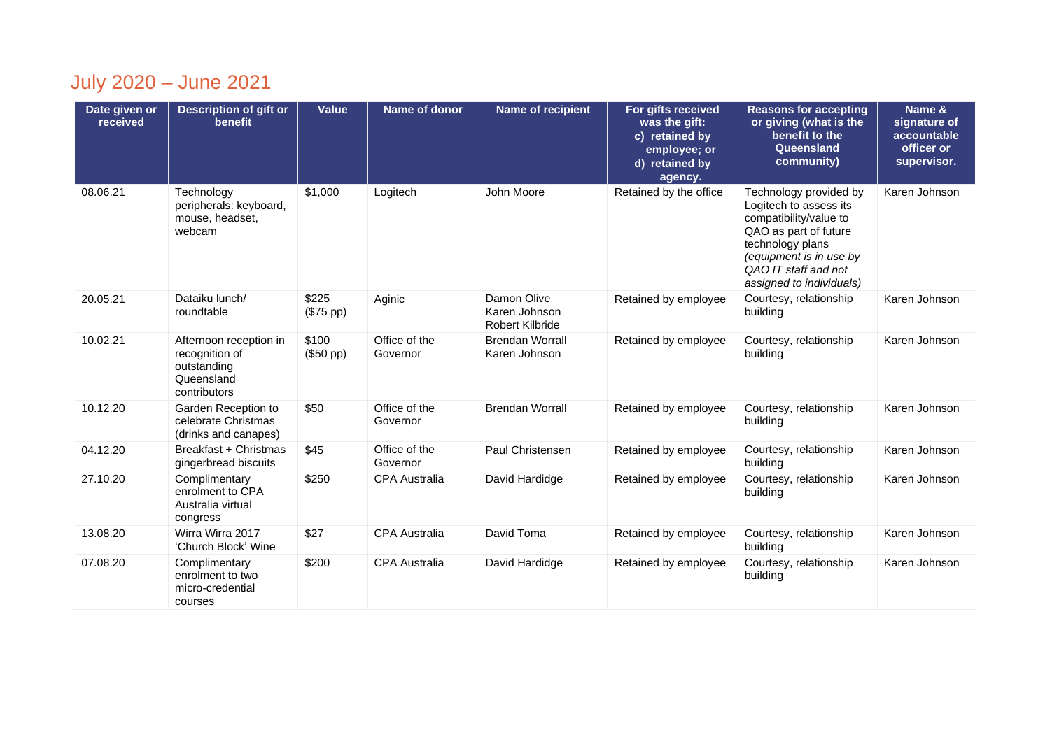## July 2020 – June 2021

| Date given or received | Description of gift or benefit | Value | Name of donor | Name of recipient | For gifts received was the gift: c) retained by employee; or d) retained by agency. | Reasons for accepting or giving (what is the benefit to the Queensland community) | Name & signature of accountable officer or supervisor. |
|---|---|---|---|---|---|---|---|
| 08.06.21 | Technology peripherals: keyboard, mouse, headset, webcam | $1,000 | Logitech | John Moore | Retained by the office | Technology provided by Logitech to assess its compatibility/value to QAO as part of future technology plans *(equipment is in use by QAO IT staff and not assigned to individuals)* | Karen Johnson |
| 20.05.21 | Dataiku lunch/ roundtable | $225 ($75 pp) | Aginic | Damon Olive Karen Johnson Robert Kilbride | Retained by employee | Courtesy, relationship building | Karen Johnson |
| 10.02.21 | Afternoon reception in recognition of outstanding Queensland contributors | $100 ($50 pp) | Office of the Governor | Brendan Worrall Karen Johnson | Retained by employee | Courtesy, relationship building | Karen Johnson |
| 10.12.20 | Garden Reception to celebrate Christmas (drinks and canapes) | $50 | Office of the Governor | Brendan Worrall | Retained by employee | Courtesy, relationship building | Karen Johnson |
| 04.12.20 | Breakfast + Christmas gingerbread biscuits | $45 | Office of the Governor | Paul Christensen | Retained by employee | Courtesy, relationship building | Karen Johnson |
| 27.10.20 | Complimentary enrolment to CPA Australia virtual congress | $250 | CPA Australia | David Hardidge | Retained by employee | Courtesy, relationship building | Karen Johnson |
| 13.08.20 | Wirra Wirra 2017 'Church Block' Wine | $27 | CPA Australia | David Toma | Retained by employee | Courtesy, relationship building | Karen Johnson |
| 07.08.20 | Complimentary enrolment to two micro-credential courses | $200 | CPA Australia | David Hardidge | Retained by employee | Courtesy, relationship building | Karen Johnson |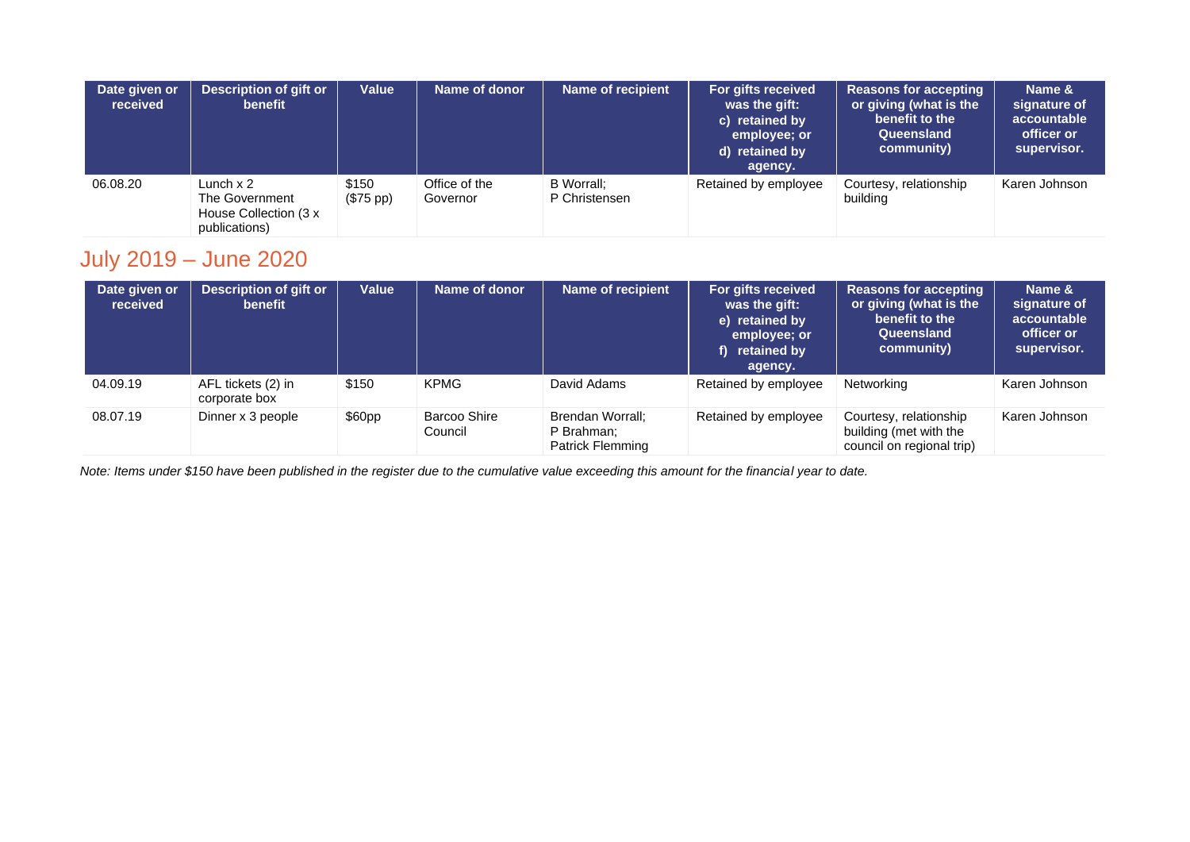| Date given or received | Description of gift or benefit | Value | Name of donor | Name of recipient | For gifts received was the gift: c) retained by employee; or d) retained by agency. | Reasons for accepting or giving (what is the benefit to the Queensland community) | Name & signature of accountable officer or supervisor. |
| --- | --- | --- | --- | --- | --- | --- | --- |
| 06.08.20 | Lunch x 2 The Government House Collection (3 x publications) | $150 ($75 pp) | Office of the Governor | B Worrall; P Christensen | Retained by employee | Courtesy, relationship building | Karen Johnson |

## July 2019 – June 2020

| Date given or received | Description of gift or benefit | Value | Name of donor | Name of recipient | For gifts received was the gift: e) retained by employee; or f) retained by agency. | Reasons for accepting or giving (what is the benefit to the Queensland community) | Name & signature of accountable officer or supervisor. |
| --- | --- | --- | --- | --- | --- | --- | --- |
| 04.09.19 | AFL tickets (2) in corporate box | $150 | KPMG | David Adams | Retained by employee | Networking | Karen Johnson |
| 08.07.19 | Dinner x 3 people | $60pp | Barcoo Shire Council | Brendan Worrall; P Brahman; Patrick Flemming | Retained by employee | Courtesy, relationship building (met with the council on regional trip) | Karen Johnson |

*Note: Items under $150 have been published in the register due to the cumulative value exceeding this amount for the financial year to date.*